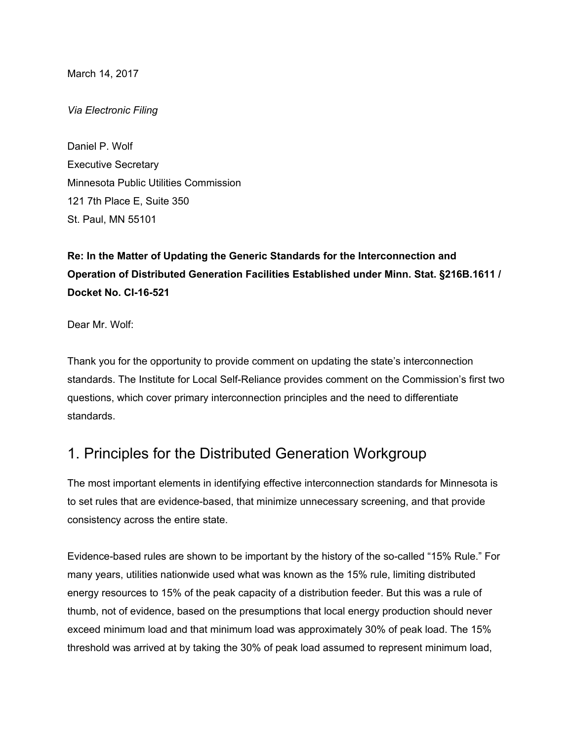March 14, 2017

*Via Electronic Filing*

Daniel P. Wolf
Executive Secretary
Minnesota Public Utilities Commission
121 7th Place E, Suite 350
St. Paul, MN 55101

**Re: In the Matter of Updating the Generic Standards for the Interconnection and Operation of Distributed Generation Facilities Established under Minn. Stat. §216B.1611 / Docket No. CI-16-521**

Dear Mr. Wolf:

Thank you for the opportunity to provide comment on updating the state's interconnection standards. The Institute for Local Self-Reliance provides comment on the Commission's first two questions, which cover primary interconnection principles and the need to differentiate standards.

## 1. Principles for the Distributed Generation Workgroup

The most important elements in identifying effective interconnection standards for Minnesota is to set rules that are evidence-based, that minimize unnecessary screening, and that provide consistency across the entire state.

Evidence-based rules are shown to be important by the history of the so-called "15% Rule." For many years, utilities nationwide used what was known as the 15% rule, limiting distributed energy resources to 15% of the peak capacity of a distribution feeder. But this was a rule of thumb, not of evidence, based on the presumptions that local energy production should never exceed minimum load and that minimum load was approximately 30% of peak load. The 15% threshold was arrived at by taking the 30% of peak load assumed to represent minimum load,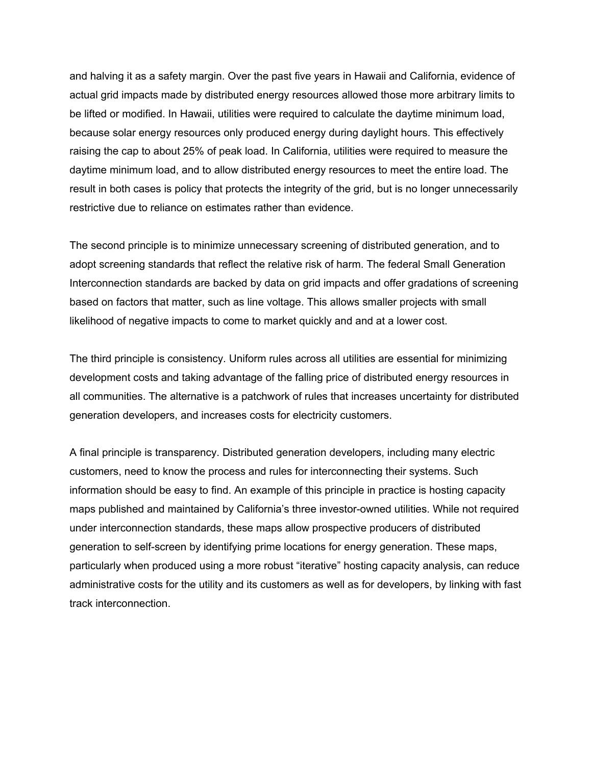and halving it as a safety margin. Over the past five years in Hawaii and California, evidence of actual grid impacts made by distributed energy resources allowed those more arbitrary limits to be lifted or modified. In Hawaii, utilities were required to calculate the daytime minimum load, because solar energy resources only produced energy during daylight hours. This effectively raising the cap to about 25% of peak load. In California, utilities were required to measure the daytime minimum load, and to allow distributed energy resources to meet the entire load. The result in both cases is policy that protects the integrity of the grid, but is no longer unnecessarily restrictive due to reliance on estimates rather than evidence.

The second principle is to minimize unnecessary screening of distributed generation, and to adopt screening standards that reflect the relative risk of harm. The federal Small Generation Interconnection standards are backed by data on grid impacts and offer gradations of screening based on factors that matter, such as line voltage. This allows smaller projects with small likelihood of negative impacts to come to market quickly and and at a lower cost.

The third principle is consistency. Uniform rules across all utilities are essential for minimizing development costs and taking advantage of the falling price of distributed energy resources in all communities. The alternative is a patchwork of rules that increases uncertainty for distributed generation developers, and increases costs for electricity customers.

A final principle is transparency. Distributed generation developers, including many electric customers, need to know the process and rules for interconnecting their systems. Such information should be easy to find. An example of this principle in practice is hosting capacity maps published and maintained by California's three investor-owned utilities. While not required under interconnection standards, these maps allow prospective producers of distributed generation to self-screen by identifying prime locations for energy generation. These maps, particularly when produced using a more robust "iterative" hosting capacity analysis, can reduce administrative costs for the utility and its customers as well as for developers, by linking with fast track interconnection.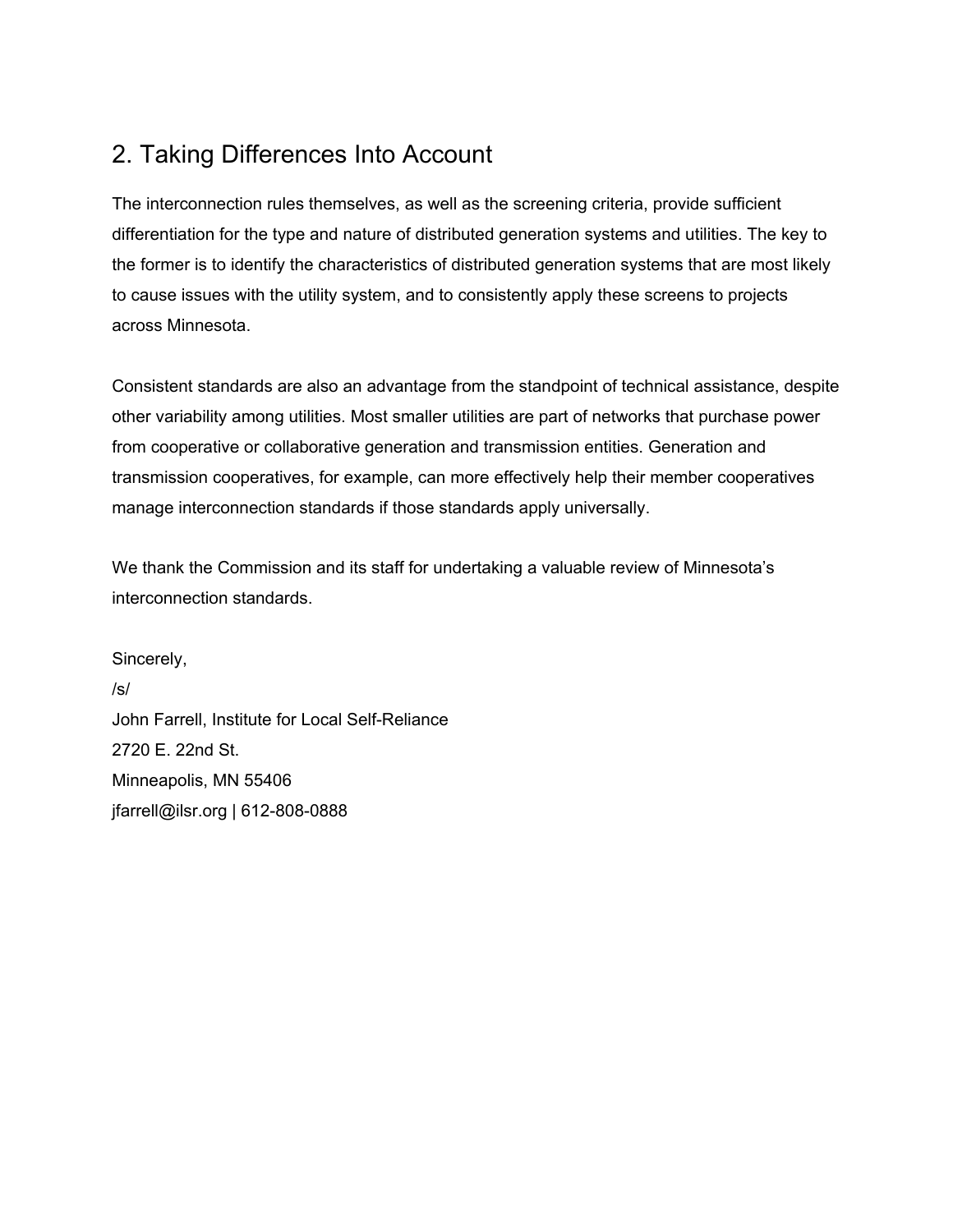## 2. Taking Differences Into Account

The interconnection rules themselves, as well as the screening criteria, provide sufficient differentiation for the type and nature of distributed generation systems and utilities. The key to the former is to identify the characteristics of distributed generation systems that are most likely to cause issues with the utility system, and to consistently apply these screens to projects across Minnesota.

Consistent standards are also an advantage from the standpoint of technical assistance, despite other variability among utilities. Most smaller utilities are part of networks that purchase power from cooperative or collaborative generation and transmission entities. Generation and transmission cooperatives, for example, can more effectively help their member cooperatives manage interconnection standards if those standards apply universally.

We thank the Commission and its staff for undertaking a valuable review of Minnesota's interconnection standards.

Sincerely,
/s/
John Farrell, Institute for Local Self-Reliance
2720 E. 22nd St.
Minneapolis, MN 55406
jfarrell@ilsr.org | 612-808-0888